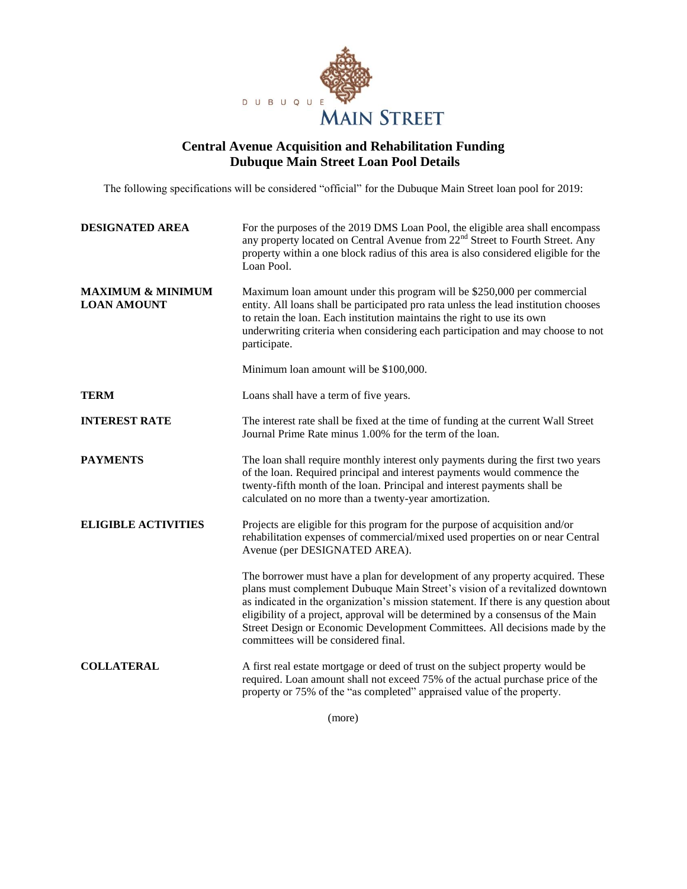DUBUQUE MAIN STREET

# Central Avenue Acquisition and Rehabilitation Funding
# Dubuque Main Street Loan Pool Details

The following specifications will be considered "official" for the Dubuque Main Street loan pool for 2019:

**DESIGNATED AREA**

For the purposes of the 2019 DMS Loan Pool, the eligible area shall encompass any property located on Central Avenue from 22nd Street to Fourth Street. Any property within a one block radius of this area is also considered eligible for the Loan Pool.

**MAXIMUM & MINIMUM LOAN AMOUNT**

Maximum loan amount under this program will be $250,000 per commercial entity. All loans shall be participated pro rata unless the lead institution chooses to retain the loan. Each institution maintains the right to use its own underwriting criteria when considering each participation and may choose to not participate.

Minimum loan amount will be $100,000.

**TERM**

Loans shall have a term of five years.

**INTEREST RATE**

The interest rate shall be fixed at the time of funding at the current Wall Street Journal Prime Rate minus 1.00% for the term of the loan.

**PAYMENTS**

The loan shall require monthly interest only payments during the first two years of the loan. Required principal and interest payments would commence the twenty-fifth month of the loan. Principal and interest payments shall be calculated on no more than a twenty-year amortization.

**ELIGIBLE ACTIVITIES**

Projects are eligible for this program for the purpose of acquisition and/or rehabilitation expenses of commercial/mixed used properties on or near Central Avenue (per DESIGNATED AREA).

The borrower must have a plan for development of any property acquired. These plans must complement Dubuque Main Street's vision of a revitalized downtown as indicated in the organization's mission statement. If there is any question about eligibility of a project, approval will be determined by a consensus of the Main Street Design or Economic Development Committees. All decisions made by the committees will be considered final.

**COLLATERAL**

A first real estate mortgage or deed of trust on the subject property would be required. Loan amount shall not exceed 75% of the actual purchase price of the property or 75% of the "as completed" appraised value of the property.

(more)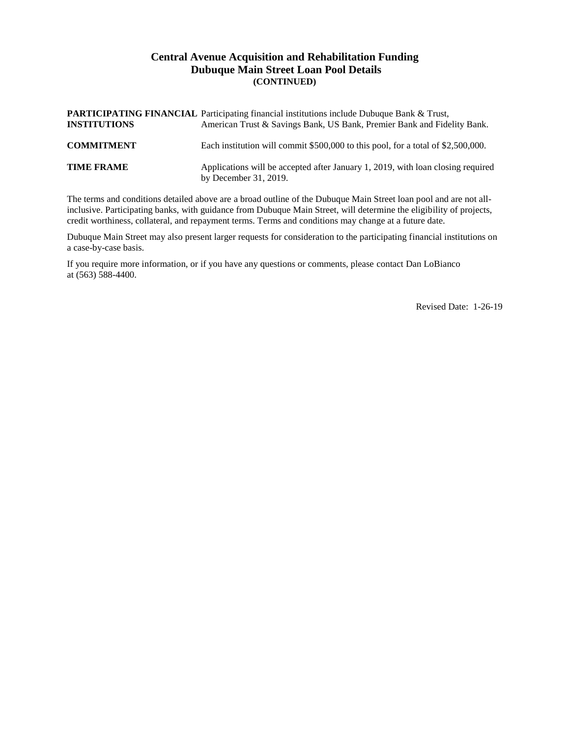## Central Avenue Acquisition and Rehabilitation Funding
## Dubuque Main Street Loan Pool Details
**(CONTINUED)**

| | |
|---|---|
| **PARTICIPATING FINANCIAL INSTITUTIONS** | Participating financial institutions include Dubuque Bank & Trust, American Trust & Savings Bank, US Bank, Premier Bank and Fidelity Bank. |
| **COMMITMENT** | Each institution will commit $500,000 to this pool, for a total of $2,500,000. |
| **TIME FRAME** | Applications will be accepted after January 1, 2019, with loan closing required by December 31, 2019. |

The terms and conditions detailed above are a broad outline of the Dubuque Main Street loan pool and are not all-inclusive. Participating banks, with guidance from Dubuque Main Street, will determine the eligibility of projects, credit worthiness, collateral, and repayment terms. Terms and conditions may change at a future date.

Dubuque Main Street may also present larger requests for consideration to the participating financial institutions on a case-by-case basis.

If you require more information, or if you have any questions or comments, please contact Dan LoBianco at (563) 588-4400.

Revised Date: 1-26-19